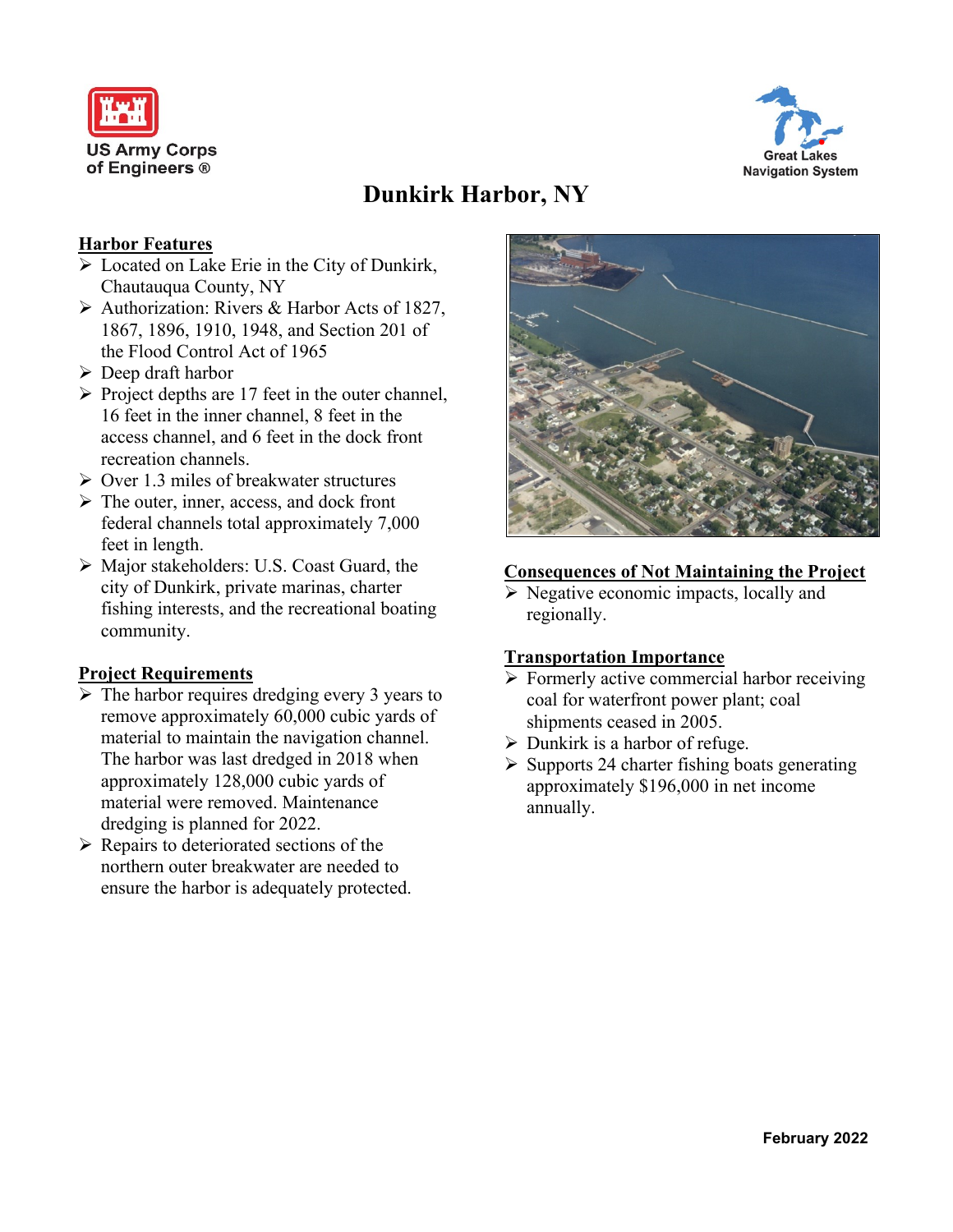US Army Corps of Engineers ®

Great Lakes Navigation System

# Dunkirk Harbor, NY

## Harbor Features

- Located on Lake Erie in the City of Dunkirk, Chautauqua County, NY
- Authorization: Rivers & Harbor Acts of 1827, 1867, 1896, 1910, 1948, and Section 201 of the Flood Control Act of 1965
- Deep draft harbor
- Project depths are 17 feet in the outer channel, 16 feet in the inner channel, 8 feet in the access channel, and 6 feet in the dock front recreation channels.
- Over 1.3 miles of breakwater structures
- The outer, inner, access, and dock front federal channels total approximately 7,000 feet in length.
- Major stakeholders: U.S. Coast Guard, the city of Dunkirk, private marinas, charter fishing interests, and the recreational boating community.

## Project Requirements

- The harbor requires dredging every 3 years to remove approximately 60,000 cubic yards of material to maintain the navigation channel. The harbor was last dredged in 2018 when approximately 128,000 cubic yards of material were removed. Maintenance dredging is planned for 2022.
- Repairs to deteriorated sections of the northern outer breakwater are needed to ensure the harbor is adequately protected.

## Consequences of Not Maintaining the Project

- Negative economic impacts, locally and regionally.

## Transportation Importance

- Formerly active commercial harbor receiving coal for waterfront power plant; coal shipments ceased in 2005.
- Dunkirk is a harbor of refuge.
- Supports 24 charter fishing boats generating approximately $196,000 in net income annually.

February 2022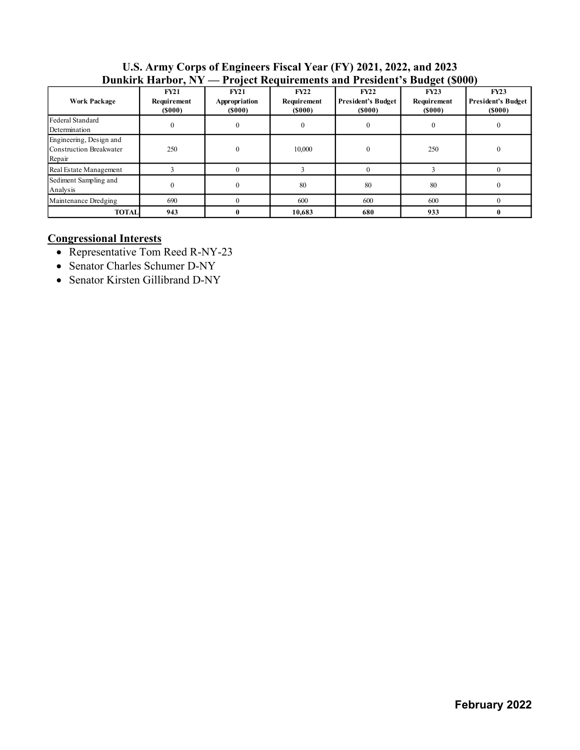## U.S. Army Corps of Engineers Fiscal Year (FY) 2021, 2022, and 2023
## Dunkirk Harbor, NY — Project Requirements and President's Budget ($000)

| Work Package | FY21 Requirement ($000) | FY21 Appropriation ($000) | FY22 Requirement ($000) | FY22 President's Budget ($000) | FY23 Requirement ($000) | FY23 President's Budget ($000) |
|---|---|---|---|---|---|---|
| Federal Standard Determination | 0 | 0 | 0 | 0 | 0 | 0 |
| Engineering, Design and Construction Breakwater Repair | 250 | 0 | 10,000 | 0 | 250 | 0 |
| Real Estate Management | 3 | 0 | 3 | 0 | 3 | 0 |
| Sediment Sampling and Analysis | 0 | 0 | 80 | 80 | 80 | 0 |
| Maintenance Dredging | 690 | 0 | 600 | 600 | 600 | 0 |
| **TOTAL** | **943** | **0** | **10,683** | **680** | **933** | **0** |

**Congressional Interests**

- Representative Tom Reed R-NY-23
- Senator Charles Schumer D-NY
- Senator Kirsten Gillibrand D-NY

**February 2022**